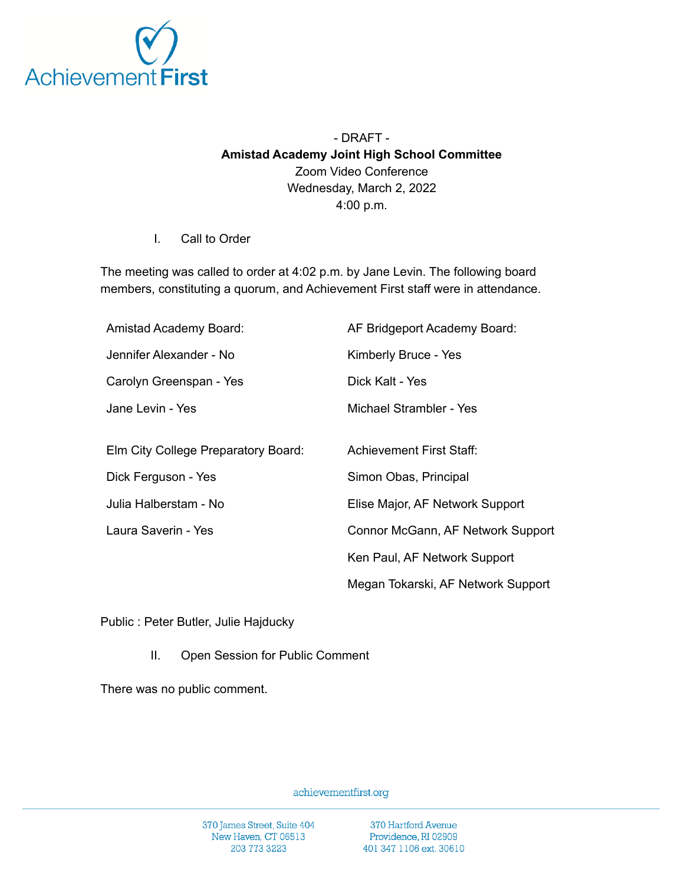- DRAFT -

**Amistad Academy Joint High School Committee**

Zoom Video Conference

Wednesday, March 2, 2022

4:00 p.m.

I. Call to Order

The meeting was called to order at 4:02 p.m. by Jane Levin. The following board members, constituting a quorum, and Achievement First staff were in attendance.

Amistad Academy Board:

- Jennifer Alexander - No
- Carolyn Greenspan - Yes
- Jane Levin - Yes

AF Bridgeport Academy Board:

- Kimberly Bruce - Yes
- Dick Kalt - Yes
- Michael Strambler - Yes

Elm City College Preparatory Board:

- Dick Ferguson - Yes
- Julia Halberstam - No
- Laura Saverin - Yes

Achievement First Staff:

- Simon Obas, Principal
- Elise Major, AF Network Support
- Connor McGann, AF Network Support
- Ken Paul, AF Network Support
- Megan Tokarski, AF Network Support

Public : Peter Butler, Julie Hajducky

II. Open Session for Public Comment

There was no public comment.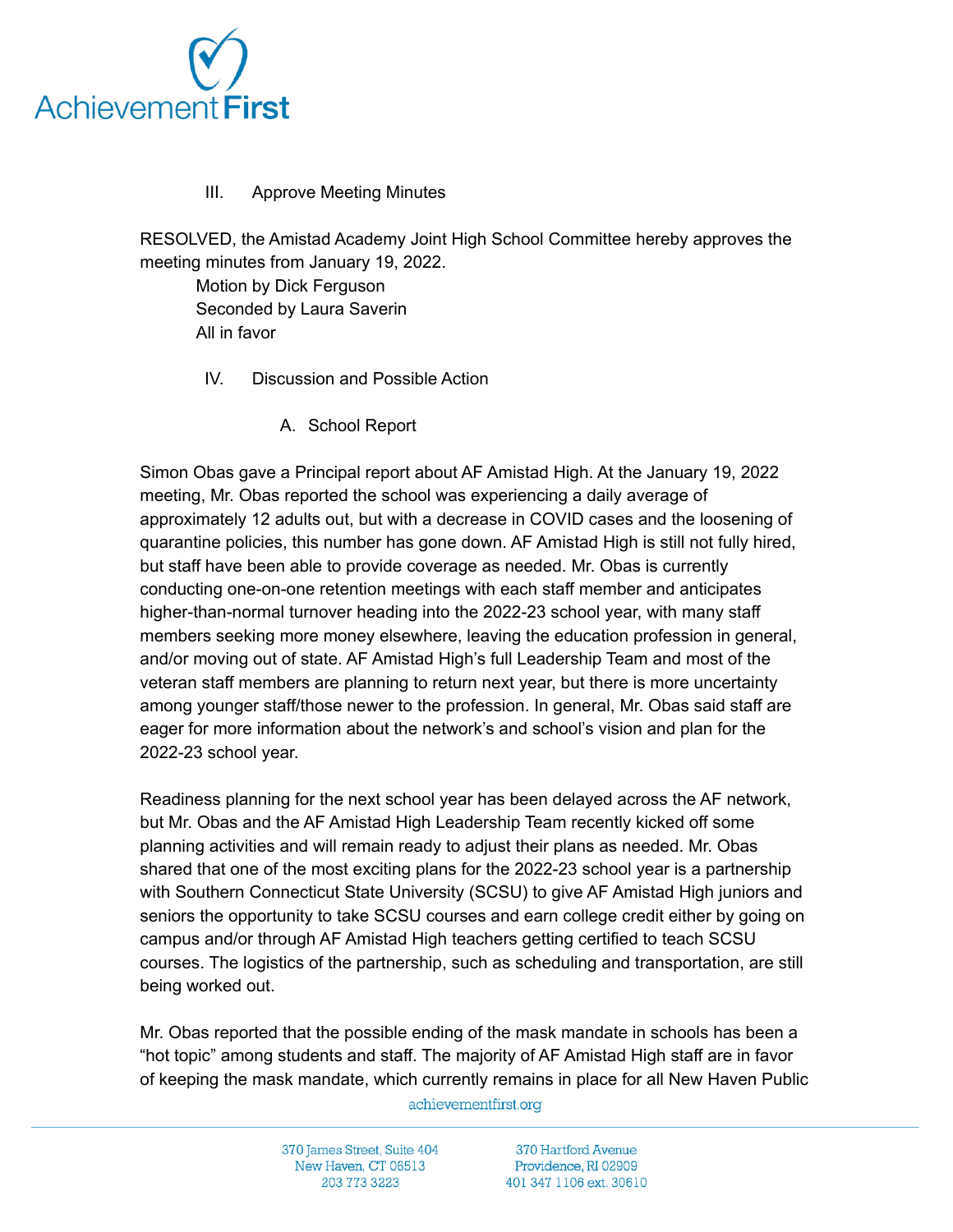III. Approve Meeting Minutes

RESOLVED, the Amistad Academy Joint High School Committee hereby approves the meeting minutes from January 19, 2022.

Motion by Dick Ferguson
Seconded by Laura Saverin
All in favor

IV. Discussion and Possible Action

A. School Report

Simon Obas gave a Principal report about AF Amistad High. At the January 19, 2022 meeting, Mr. Obas reported the school was experiencing a daily average of approximately 12 adults out, but with a decrease in COVID cases and the loosening of quarantine policies, this number has gone down. AF Amistad High is still not fully hired, but staff have been able to provide coverage as needed. Mr. Obas is currently conducting one-on-one retention meetings with each staff member and anticipates higher-than-normal turnover heading into the 2022-23 school year, with many staff members seeking more money elsewhere, leaving the education profession in general, and/or moving out of state. AF Amistad High's full Leadership Team and most of the veteran staff members are planning to return next year, but there is more uncertainty among younger staff/those newer to the profession. In general, Mr. Obas said staff are eager for more information about the network's and school's vision and plan for the 2022-23 school year.

Readiness planning for the next school year has been delayed across the AF network, but Mr. Obas and the AF Amistad High Leadership Team recently kicked off some planning activities and will remain ready to adjust their plans as needed. Mr. Obas shared that one of the most exciting plans for the 2022-23 school year is a partnership with Southern Connecticut State University (SCSU) to give AF Amistad High juniors and seniors the opportunity to take SCSU courses and earn college credit either by going on campus and/or through AF Amistad High teachers getting certified to teach SCSU courses. The logistics of the partnership, such as scheduling and transportation, are still being worked out.

Mr. Obas reported that the possible ending of the mask mandate in schools has been a "hot topic" among students and staff. The majority of AF Amistad High staff are in favor of keeping the mask mandate, which currently remains in place for all New Haven Public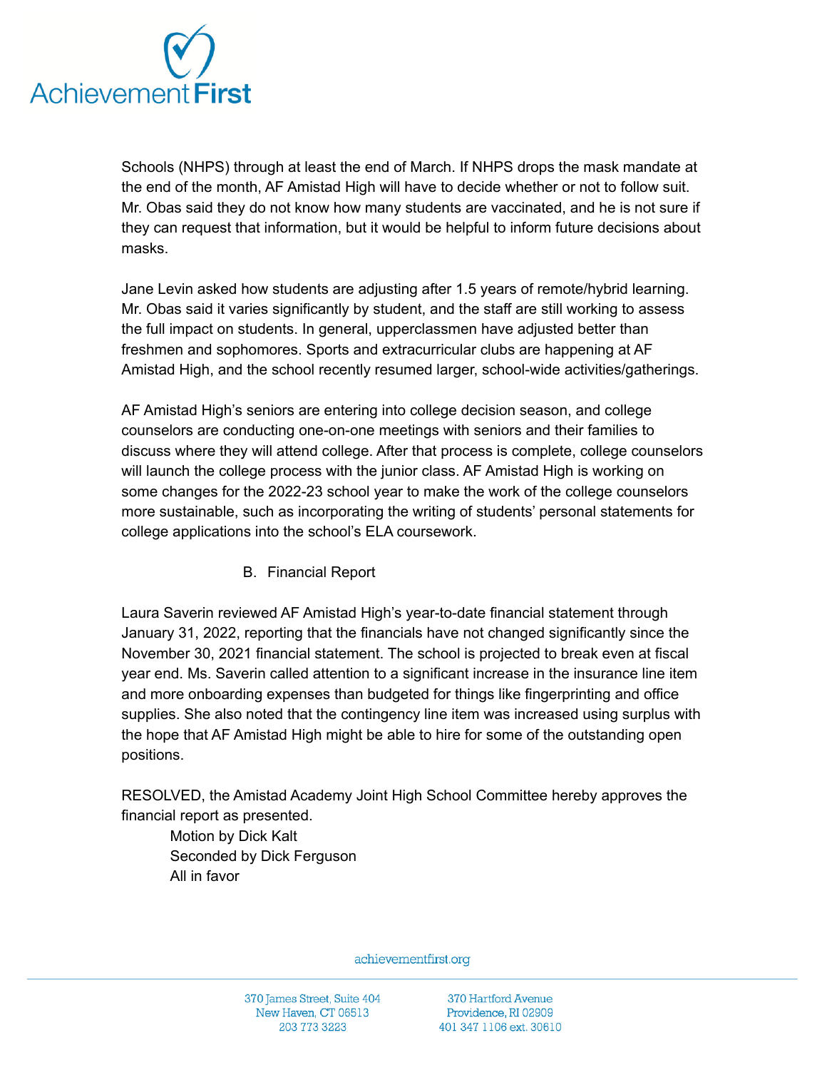Schools (NHPS) through at least the end of March. If NHPS drops the mask mandate at the end of the month, AF Amistad High will have to decide whether or not to follow suit. Mr. Obas said they do not know how many students are vaccinated, and he is not sure if they can request that information, but it would be helpful to inform future decisions about masks.

Jane Levin asked how students are adjusting after 1.5 years of remote/hybrid learning. Mr. Obas said it varies significantly by student, and the staff are still working to assess the full impact on students. In general, upperclassmen have adjusted better than freshmen and sophomores. Sports and extracurricular clubs are happening at AF Amistad High, and the school recently resumed larger, school-wide activities/gatherings.

AF Amistad High's seniors are entering into college decision season, and college counselors are conducting one-on-one meetings with seniors and their families to discuss where they will attend college. After that process is complete, college counselors will launch the college process with the junior class. AF Amistad High is working on some changes for the 2022-23 school year to make the work of the college counselors more sustainable, such as incorporating the writing of students' personal statements for college applications into the school's ELA coursework.

B. Financial Report

Laura Saverin reviewed AF Amistad High's year-to-date financial statement through January 31, 2022, reporting that the financials have not changed significantly since the November 30, 2021 financial statement. The school is projected to break even at fiscal year end. Ms. Saverin called attention to a significant increase in the insurance line item and more onboarding expenses than budgeted for things like fingerprinting and office supplies. She also noted that the contingency line item was increased using surplus with the hope that AF Amistad High might be able to hire for some of the outstanding open positions.

RESOLVED, the Amistad Academy Joint High School Committee hereby approves the financial report as presented.

Motion by Dick Kalt
Seconded by Dick Ferguson
All in favor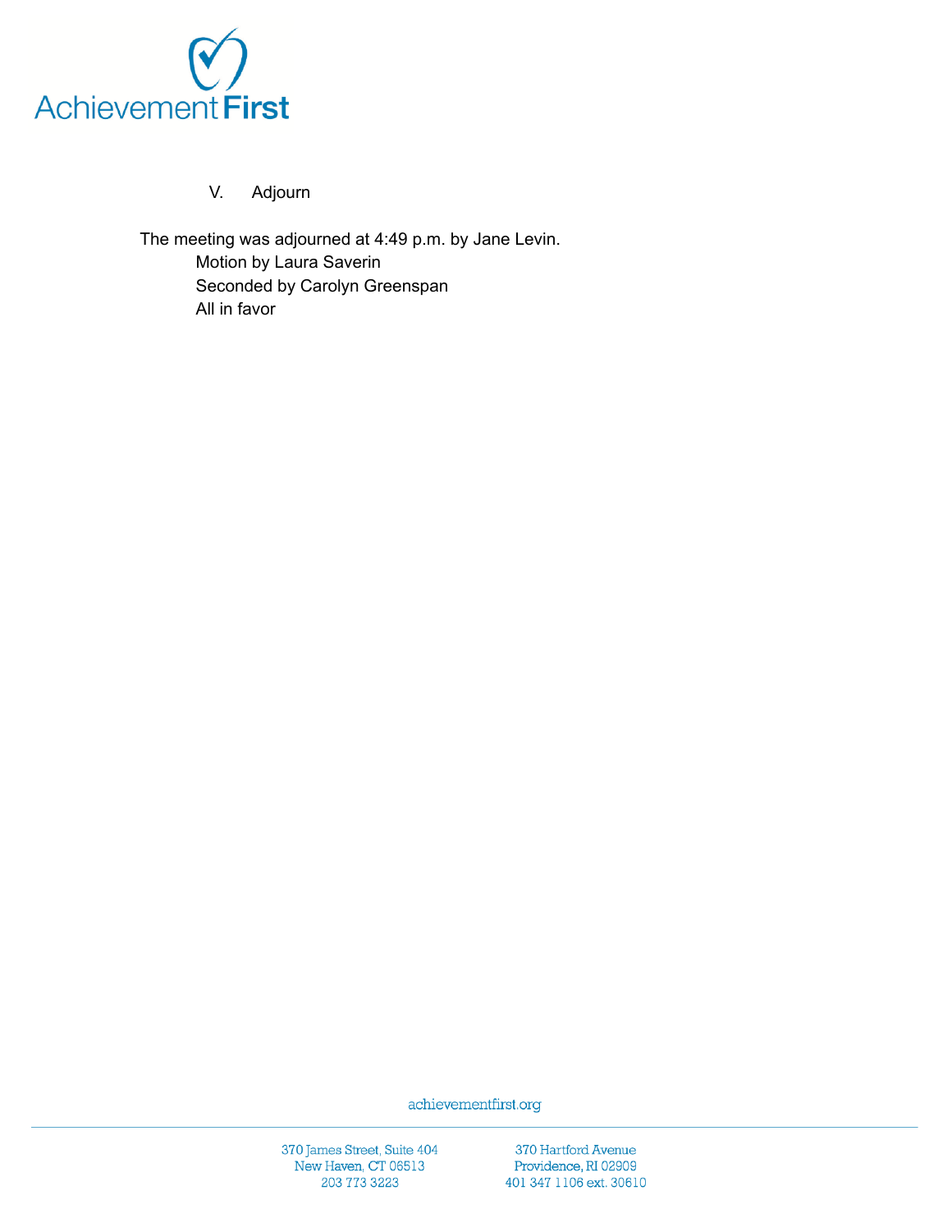V. Adjourn

The meeting was adjourned at 4:49 p.m. by Jane Levin.

Motion by Laura Saverin
Seconded by Carolyn Greenspan
All in favor